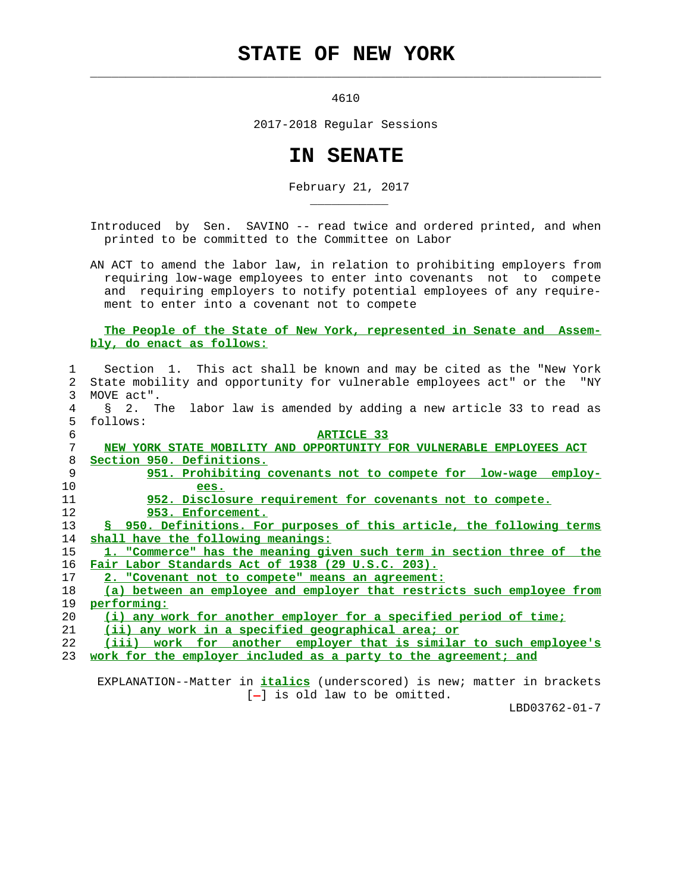# STATE OF NEW YORK

4610

2017-2018 Regular Sessions

# IN SENATE

February 21, 2017

Introduced by Sen. SAVINO -- read twice and ordered printed, and when printed to be committed to the Committee on Labor

AN ACT to amend the labor law, in relation to prohibiting employers from requiring low-wage employees to enter into covenants not to compete and requiring employers to notify potential employees of any requirement to enter into a covenant not to compete

**The People of the State of New York, represented in Senate and Assembly, do enact as follows:**

Section 1. This act shall be known and may be cited as the "New York State mobility and opportunity for vulnerable employees act" or the "NY MOVE act".

§ 2. The labor law is amended by adding a new article 33 to read as follows:

ARTICLE 33

NEW YORK STATE MOBILITY AND OPPORTUNITY FOR VULNERABLE EMPLOYEES ACT

Section 950. Definitions.

951. Prohibiting covenants not to compete for low-wage employees.

952. Disclosure requirement for covenants not to compete.

953. Enforcement.

§ 950. Definitions. For purposes of this article, the following terms shall have the following meanings:

1. "Commerce" has the meaning given such term in section three of the Fair Labor Standards Act of 1938 (29 U.S.C. 203).

2. "Covenant not to compete" means an agreement:

(a) between an employee and employer that restricts such employee from performing:

(i) any work for another employer for a specified period of time;

(ii) any work in a specified geographical area; or

(iii) work for another employer that is similar to such employee's work for the employer included as a party to the agreement; and

EXPLANATION--Matter in *italics* (underscored) is new; matter in brackets [-] is old law to be omitted.

LBD03762-01-7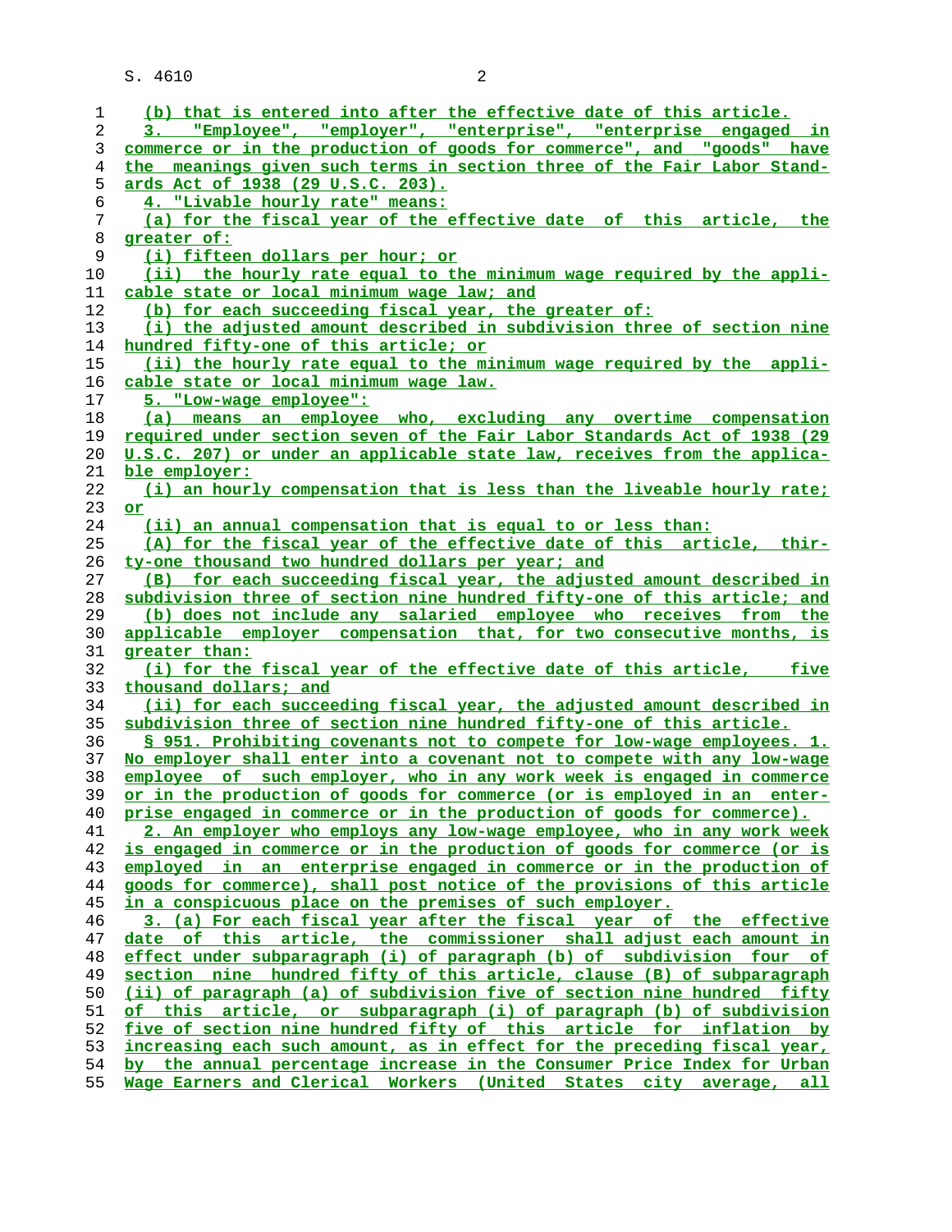(b) that is entered into after the effective date of this article.

3. "Employee", "employer", "enterprise", "enterprise engaged in commerce or in the production of goods for commerce", and "goods" have the meanings given such terms in section three of the Fair Labor Standards Act of 1938 (29 U.S.C. 203).

4. "Livable hourly rate" means:

(a) for the fiscal year of the effective date of this article, the greater of:

(i) fifteen dollars per hour; or

(ii) the hourly rate equal to the minimum wage required by the applicable state or local minimum wage law; and

(b) for each succeeding fiscal year, the greater of:

(i) the adjusted amount described in subdivision three of section nine hundred fifty-one of this article; or

(ii) the hourly rate equal to the minimum wage required by the applicable state or local minimum wage law.

5. "Low-wage employee":

(a) means an employee who, excluding any overtime compensation required under section seven of the Fair Labor Standards Act of 1938 (29 U.S.C. 207) or under an applicable state law, receives from the applicable employer:

(i) an hourly compensation that is less than the liveable hourly rate; or

(ii) an annual compensation that is equal to or less than:

(A) for the fiscal year of the effective date of this article, thirty-one thousand two hundred dollars per year; and

(B) for each succeeding fiscal year, the adjusted amount described in subdivision three of section nine hundred fifty-one of this article; and

(b) does not include any salaried employee who receives from the applicable employer compensation that, for two consecutive months, is greater than:

(i) for the fiscal year of the effective date of this article, five thousand dollars; and

(ii) for each succeeding fiscal year, the adjusted amount described in subdivision three of section nine hundred fifty-one of this article.

§ 951. Prohibiting covenants not to compete for low-wage employees. 1. No employer shall enter into a covenant not to compete with any low-wage employee of such employer, who in any work week is engaged in commerce or in the production of goods for commerce (or is employed in an enterprise engaged in commerce or in the production of goods for commerce).

2. An employer who employs any low-wage employee, who in any work week is engaged in commerce or in the production of goods for commerce (or is employed in an enterprise engaged in commerce or in the production of goods for commerce), shall post notice of the provisions of this article in a conspicuous place on the premises of such employer.

3. (a) For each fiscal year after the fiscal year of the effective date of this article, the commissioner shall adjust each amount in effect under subparagraph (i) of paragraph (b) of subdivision four of section nine hundred fifty of this article, clause (B) of subparagraph (ii) of paragraph (a) of subdivision five of section nine hundred fifty of this article, or subparagraph (i) of paragraph (b) of subdivision five of section nine hundred fifty of this article for inflation by increasing each such amount, as in effect for the preceding fiscal year, by the annual percentage increase in the Consumer Price Index for Urban Wage Earners and Clerical Workers (United States city average, all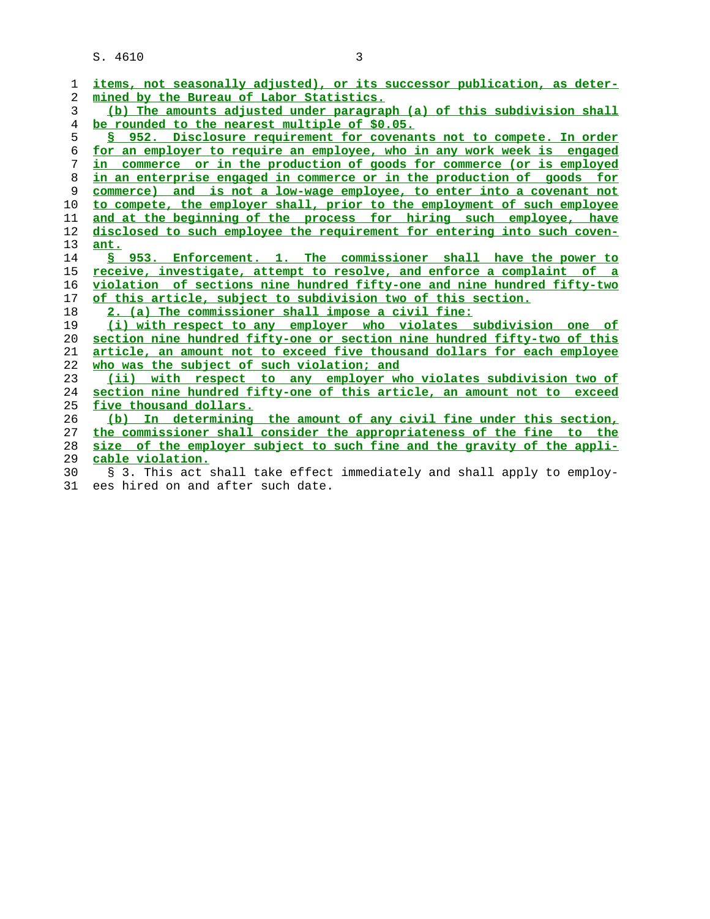items, not seasonally adjusted), or its successor publication, as determined by the Bureau of Labor Statistics.

(b) The amounts adjusted under paragraph (a) of this subdivision shall be rounded to the nearest multiple of $0.05.

§ 952. Disclosure requirement for covenants not to compete. In order for an employer to require an employee, who in any work week is engaged in commerce or in the production of goods for commerce (or is employed in an enterprise engaged in commerce or in the production of goods for commerce) and is not a low-wage employee, to enter into a covenant not to compete, the employer shall, prior to the employment of such employee and at the beginning of the process for hiring such employee, have disclosed to such employee the requirement for entering into such covenant.

§ 953. Enforcement. 1. The commissioner shall have the power to receive, investigate, attempt to resolve, and enforce a complaint of a violation of sections nine hundred fifty-one and nine hundred fifty-two of this article, subject to subdivision two of this section.

2. (a) The commissioner shall impose a civil fine:

(i) with respect to any employer who violates subdivision one of section nine hundred fifty-one or section nine hundred fifty-two of this article, an amount not to exceed five thousand dollars for each employee who was the subject of such violation; and

(ii) with respect to any employer who violates subdivision two of section nine hundred fifty-one of this article, an amount not to exceed five thousand dollars.

(b) In determining the amount of any civil fine under this section, the commissioner shall consider the appropriateness of the fine to the size of the employer subject to such fine and the gravity of the applicable violation.

§ 3. This act shall take effect immediately and shall apply to employees hired on and after such date.